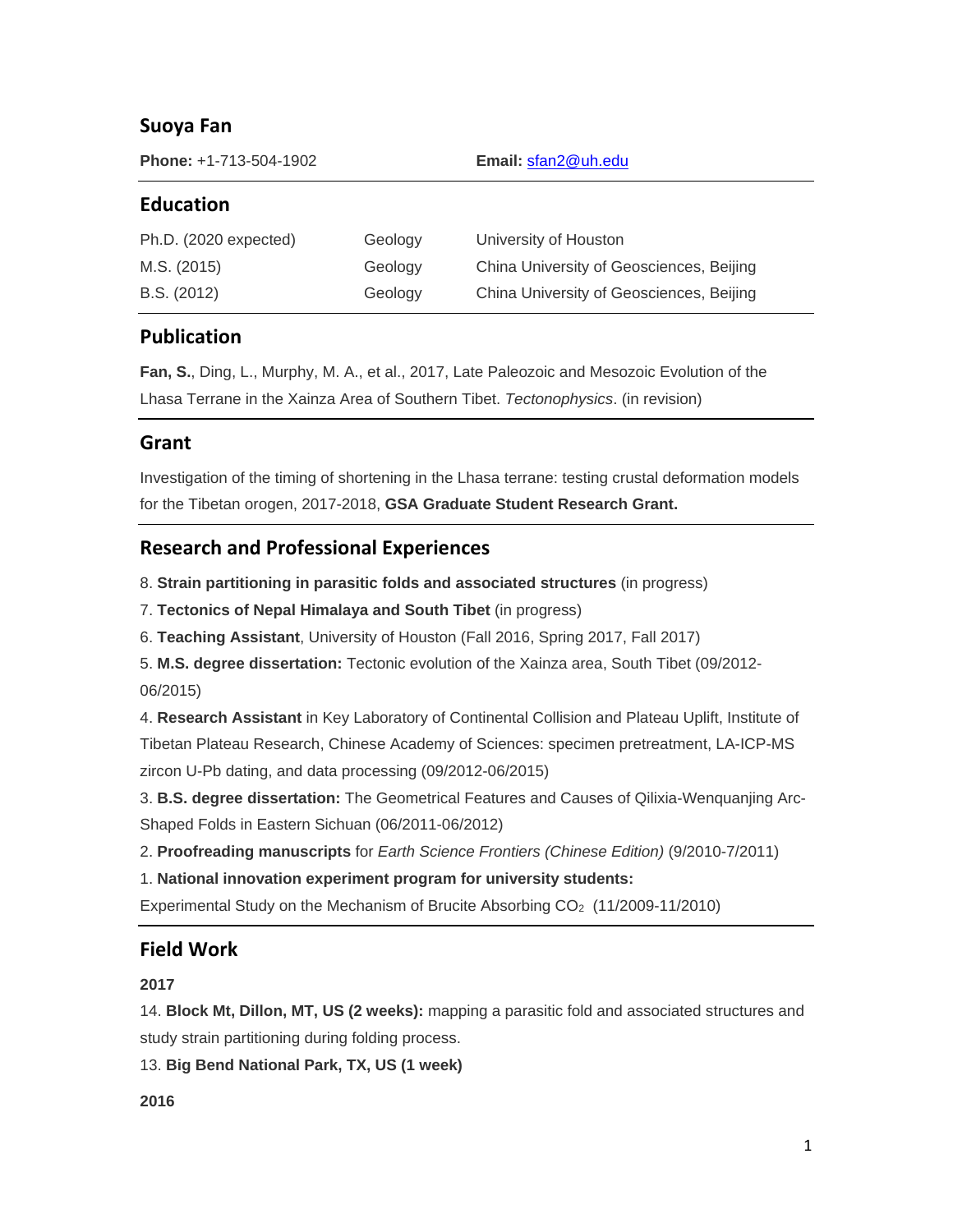# Suoya Fan

**Phone:** +1-713-504-1902 **Email:** sfan2@uh.edu

## Education

| | | |
|---|---|---|
| Ph.D. (2020 expected) | Geology | University of Houston |
| M.S. (2015) | Geology | China University of Geosciences, Beijing |
| B.S. (2012) | Geology | China University of Geosciences, Beijing |

## Publication

**Fan, S.**, Ding, L., Murphy, M. A., et al., 2017, Late Paleozoic and Mesozoic Evolution of the Lhasa Terrane in the Xainza Area of Southern Tibet. *Tectonophysics*. (in revision)

## Grant

Investigation of the timing of shortening in the Lhasa terrane: testing crustal deformation models for the Tibetan orogen, 2017-2018, **GSA Graduate Student Research Grant.**

## Research and Professional Experiences

8. **Strain partitioning in parasitic folds and associated structures** (in progress)

7. **Tectonics of Nepal Himalaya and South Tibet** (in progress)

6. **Teaching Assistant**, University of Houston (Fall 2016, Spring 2017, Fall 2017)

5. **M.S. degree dissertation:** Tectonic evolution of the Xainza area, South Tibet (09/2012-06/2015)

4. **Research Assistant** in Key Laboratory of Continental Collision and Plateau Uplift, Institute of Tibetan Plateau Research, Chinese Academy of Sciences: specimen pretreatment, LA-ICP-MS zircon U-Pb dating, and data processing (09/2012-06/2015)

3. **B.S. degree dissertation:** The Geometrical Features and Causes of Qilixia-Wenquanjing Arc-Shaped Folds in Eastern Sichuan (06/2011-06/2012)

2. **Proofreading manuscripts** for *Earth Science Frontiers (Chinese Edition)* (9/2010-7/2011)

1. **National innovation experiment program for university students:** Experimental Study on the Mechanism of Brucite Absorbing $CO_2$ (11/2009-11/2010)

## Field Work

**2017**

14. **Block Mt, Dillon, MT, US (2 weeks):** mapping a parasitic fold and associated structures and study strain partitioning during folding process.

13. **Big Bend National Park, TX, US (1 week)**

**2016**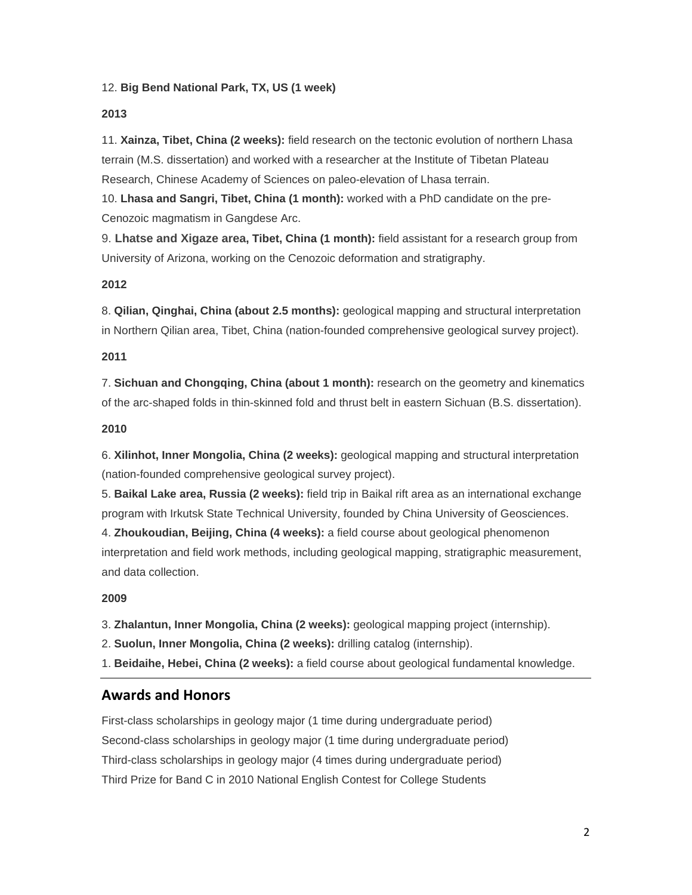12. **Big Bend National Park, TX, US (1 week)**

**2013**

11. **Xainza, Tibet, China (2 weeks):** field research on the tectonic evolution of northern Lhasa terrain (M.S. dissertation) and worked with a researcher at the Institute of Tibetan Plateau Research, Chinese Academy of Sciences on paleo-elevation of Lhasa terrain.

10. **Lhasa and Sangri, Tibet, China (1 month):** worked with a PhD candidate on the pre-Cenozoic magmatism in Gangdese Arc.

9. **Lhatse and Xigaze area, Tibet, China (1 month):** field assistant for a research group from University of Arizona, working on the Cenozoic deformation and stratigraphy.

**2012**

8. **Qilian, Qinghai, China (about 2.5 months):** geological mapping and structural interpretation in Northern Qilian area, Tibet, China (nation-founded comprehensive geological survey project).

**2011**

7. **Sichuan and Chongqing, China (about 1 month):** research on the geometry and kinematics of the arc-shaped folds in thin-skinned fold and thrust belt in eastern Sichuan (B.S. dissertation).

**2010**

6. **Xilinhot, Inner Mongolia, China (2 weeks):** geological mapping and structural interpretation (nation-founded comprehensive geological survey project).

5. **Baikal Lake area, Russia (2 weeks):** field trip in Baikal rift area as an international exchange program with Irkutsk State Technical University, founded by China University of Geosciences.

4. **Zhoukoudian, Beijing, China (4 weeks):** a field course about geological phenomenon interpretation and field work methods, including geological mapping, stratigraphic measurement, and data collection.

**2009**

3. **Zhalantun, Inner Mongolia, China (2 weeks):** geological mapping project (internship).

2. **Suolun, Inner Mongolia, China (2 weeks):** drilling catalog (internship).

1. **Beidaihe, Hebei, China (2 weeks):** a field course about geological fundamental knowledge.

## Awards and Honors

First-class scholarships in geology major (1 time during undergraduate period)

Second-class scholarships in geology major (1 time during undergraduate period)

Third-class scholarships in geology major (4 times during undergraduate period)

Third Prize for Band C in 2010 National English Contest for College Students